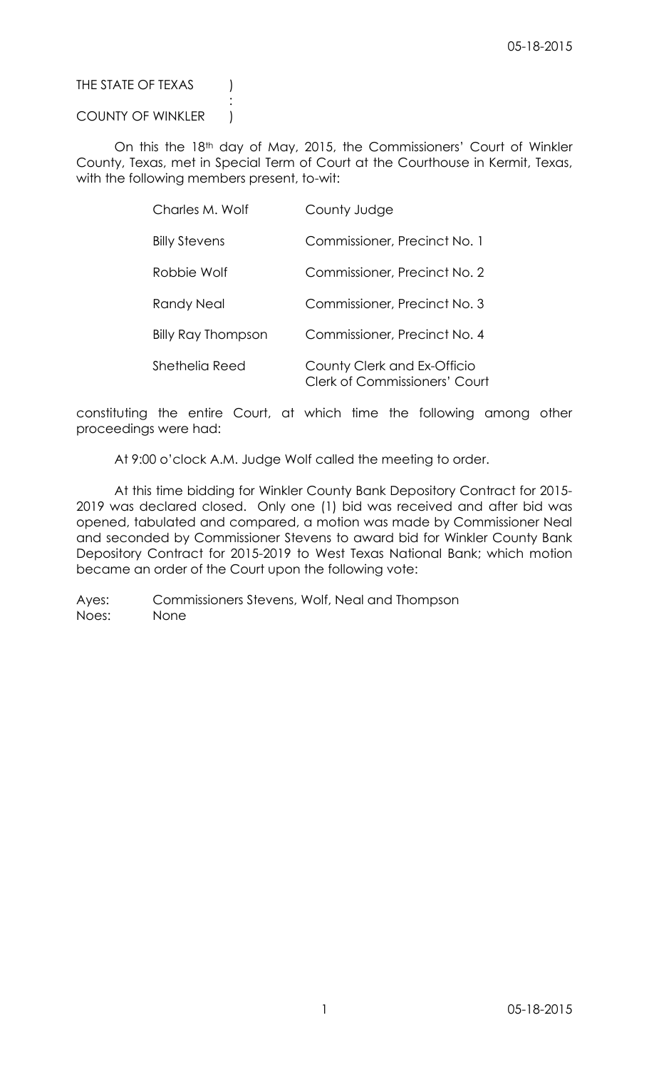THE STATE OF TEXAS )
:
COUNTY OF WINKLER )

On this the 18th day of May, 2015, the Commissioners' Court of Winkler County, Texas, met in Special Term of Court at the Courthouse in Kermit, Texas, with the following members present, to-wit:

| | |
|---|---|
| Charles M. Wolf | County Judge |
| Billy Stevens | Commissioner, Precinct No. 1 |
| Robbie Wolf | Commissioner, Precinct No. 2 |
| Randy Neal | Commissioner, Precinct No. 3 |
| Billy Ray Thompson | Commissioner, Precinct No. 4 |
| Shethelia Reed | County Clerk and Ex-Officio Clerk of Commissioners' Court |

constituting the entire Court, at which time the following among other proceedings were had:

At 9:00 o'clock A.M. Judge Wolf called the meeting to order.

At this time bidding for Winkler County Bank Depository Contract for 2015-2019 was declared closed. Only one (1) bid was received and after bid was opened, tabulated and compared, a motion was made by Commissioner Neal and seconded by Commissioner Stevens to award bid for Winkler County Bank Depository Contract for 2015-2019 to West Texas National Bank; which motion became an order of the Court upon the following vote:

Ayes: Commissioners Stevens, Wolf, Neal and Thompson
Noes: None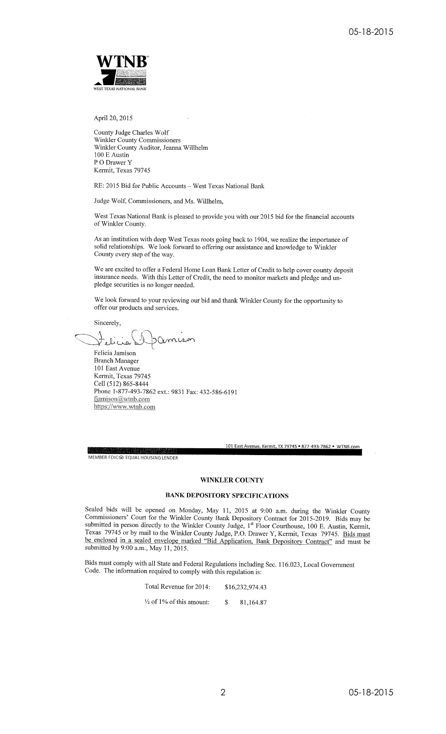**WTNB**

WEST TEXAS NATIONAL BANK

April 20, 2015

County Judge Charles Wolf
Winkler County Commissioners
Winkler County Auditor, Jeanna Willhelm
100 E Austin
P O Drawer Y
Kermit, Texas 79745

RE: 2015 Bid for Public Accounts – West Texas National Bank

Judge Wolf, Commissioners, and Ms. Willhelm,

West Texas National Bank is pleased to provide you with our 2015 bid for the financial accounts of Winkler County.

As an institution with deep West Texas roots going back to 1904, we realize the importance of solid relationships. We look forward to offering our assistance and knowledge to Winkler County every step of the way.

We are excited to offer a Federal Home Loan Bank Letter of Credit to help cover county deposit insurance needs. With this Letter of Credit, the need to monitor markets and pledge and un-pledge securities is no longer needed.

We look forward to your reviewing our bid and thank Winkler County for the opportunity to offer our products and services.

Sincerely,

Felicia Jamison
Branch Manager
101 East Avenue
Kermit, Texas 79745
Cell (512) 865-8444
Phone 1-877-493-7862 ext.: 9831 Fax: 432-586-6191
fjamison@wtnb.com
https://www.wtnb.com

101 East Avenue, Kermit, TX 79745 • 877-493-7862 • WTNB.com

MEMBER FDIC EQUAL HOUSING LENDER

## WINKLER COUNTY

### BANK DEPOSITORY SPECIFICATIONS

Sealed bids will be opened on Monday, May 11, 2015 at 9:00 a.m. during the Winkler County Commissioners' Court for the Winkler County Bank Depository Contract for 2015-2019. Bids may be submitted in person directly to the Winkler County Judge, 1st Floor Courthouse, 100 E. Austin, Kermit, Texas 79745 or by mail to the Winkler County Judge, P.O. Drawer Y, Kermit, Texas 79745. Bids must be enclosed in a sealed envelope marked "Bid Application, Bank Depository Contract" and must be submitted by 9:00 a.m., May 11, 2015.

Bids must comply with all State and Federal Regulations including Sec. 116.023, Local Government Code. The information required to comply with this regulation is:

| | |
|---|---|
| Total Revenue for 2014: | $16,232,974.43 |
| ½ of 1% of this amount: | $ 81,164.87 |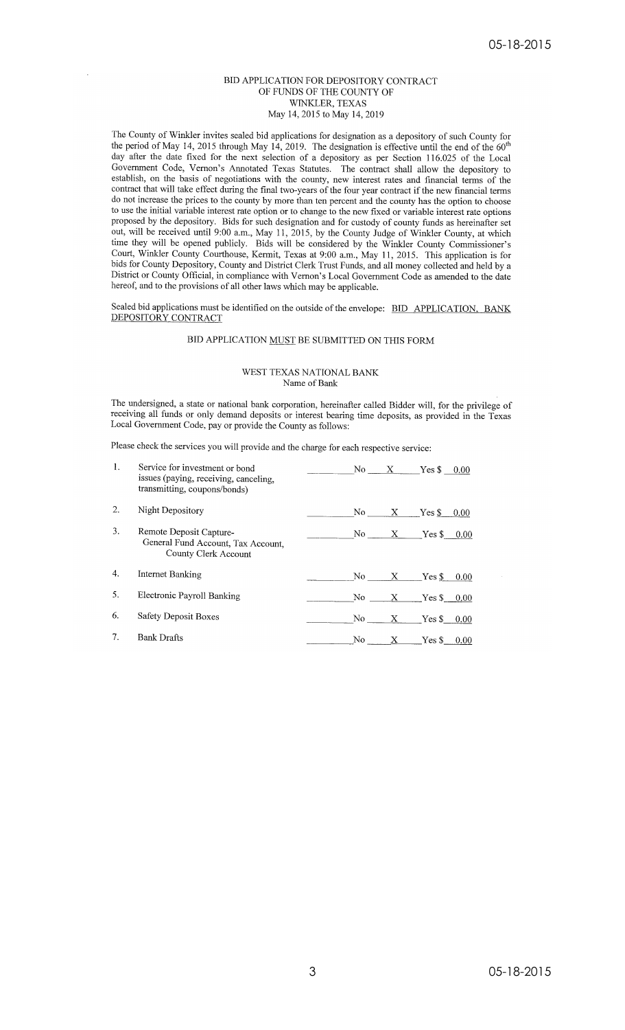BID APPLICATION FOR DEPOSITORY CONTRACT
OF FUNDS OF THE COUNTY OF
WINKLER, TEXAS
May 14, 2015 to May 14, 2019

The County of Winkler invites sealed bid applications for designation as a depository of such County for the period of May 14, 2015 through May 14, 2019. The designation is effective until the end of the 60th day after the date fixed for the next selection of a depository as per Section 116.025 of the Local Government Code, Vernon's Annotated Texas Statutes. The contract shall allow the depository to establish, on the basis of negotiations with the county, new interest rates and financial terms of the contract that will take effect during the final two-years of the four year contract if the new financial terms do not increase the prices to the county by more than ten percent and the county has the option to choose to use the initial variable interest rate option or to change to the new fixed or variable interest rate options proposed by the depository. Bids for such designation and for custody of county funds as hereinafter set out, will be received until 9:00 a.m., May 11, 2015, by the County Judge of Winkler County, at which time they will be opened publicly. Bids will be considered by the Winkler County Commissioner's Court, Winkler County Courthouse, Kermit, Texas at 9:00 a.m., May 11, 2015. This application is for bids for County Depository, County and District Clerk Trust Funds, and all money collected and held by a District or County Official, in compliance with Vernon's Local Government Code as amended to the date hereof, and to the provisions of all other laws which may be applicable.

Sealed bid applications must be identified on the outside of the envelope: BID APPLICATION, BANK DEPOSITORY CONTRACT

BID APPLICATION MUST BE SUBMITTED ON THIS FORM

WEST TEXAS NATIONAL BANK
Name of Bank

The undersigned, a state or national bank corporation, hereinafter called Bidder will, for the privilege of receiving all funds or only demand deposits or interest bearing time deposits, as provided in the Texas Local Government Code, pay or provide the County as follows:

Please check the services you will provide and the charge for each respective service:

1. Service for investment or bond issues (paying, receiving, canceling, transmitting, coupons/bonds) ______No __X__ Yes $ 0.00
2. Night Depository ______No __X__ Yes $ 0.00
3. Remote Deposit Capture- General Fund Account, Tax Account, County Clerk Account ______No __X__ Yes $ 0.00
4. Internet Banking ______No __X__ Yes $ 0.00
5. Electronic Payroll Banking ______No __X__ Yes $ 0.00
6. Safety Deposit Boxes ______No __X__ Yes $ 0.00
7. Bank Drafts ______No __X__ Yes $ 0.00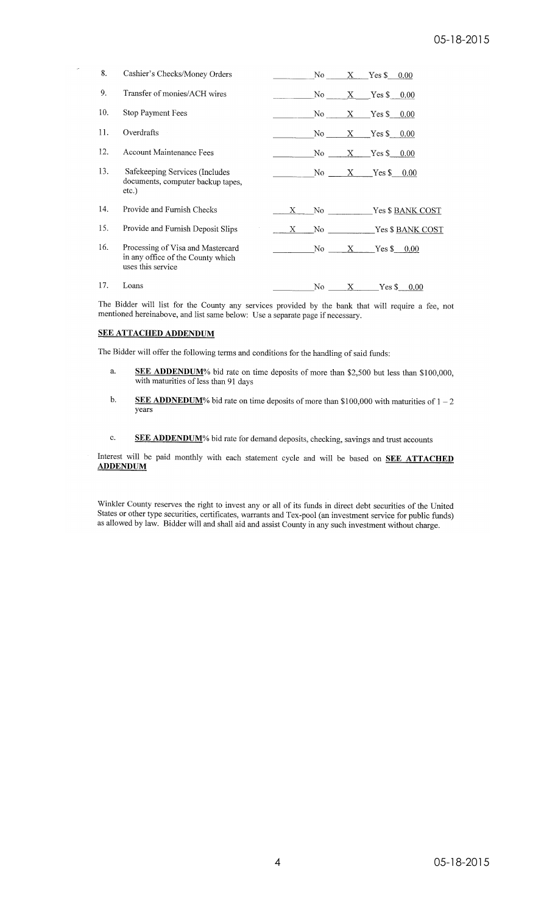| # | Service | No | Yes | Yes $ |
|---|---|---|---|---|
| 8. | Cashier's Checks/Money Orders | | X | 0.00 |
| 9. | Transfer of monies/ACH wires | | X | 0.00 |
| 10. | Stop Payment Fees | | X | 0.00 |
| 11. | Overdrafts | | X | 0.00 |
| 12. | Account Maintenance Fees | | X | 0.00 |
| 13. | Safekeeping Services (Includes documents, computer backup tapes, etc.) | | X | 0.00 |
| 14. | Provide and Furnish Checks | X | | BANK COST |
| 15. | Provide and Furnish Deposit Slips | X | | BANK COST |
| 16. | Processing of Visa and Mastercard in any office of the County which uses this service | | X | 0.00 |
| 17. | Loans | | X | 0.00 |

The Bidder will list for the County any services provided by the bank that will require a fee, not mentioned hereinabove, and list same below: Use a separate page if necessary.

**SEE ATTACHED ADDENDUM**

The Bidder will offer the following terms and conditions for the handling of said funds:

a. **SEE ADDENDUM**% bid rate on time deposits of more than $2,500 but less than $100,000, with maturities of less than 91 days

b. **SEE ADDNEDUM**% bid rate on time deposits of more than $100,000 with maturities of 1 – 2 years

c. **SEE ADDENDUM**% bid rate for demand deposits, checking, savings and trust accounts

Interest will be paid monthly with each statement cycle and will be based on **SEE ATTACHED ADDENDUM**

Winkler County reserves the right to invest any or all of its funds in direct debt securities of the United States or other type securities, certificates, warrants and Tex-pool (an investment service for public funds) as allowed by law. Bidder will and shall aid and assist County in any such investment without charge.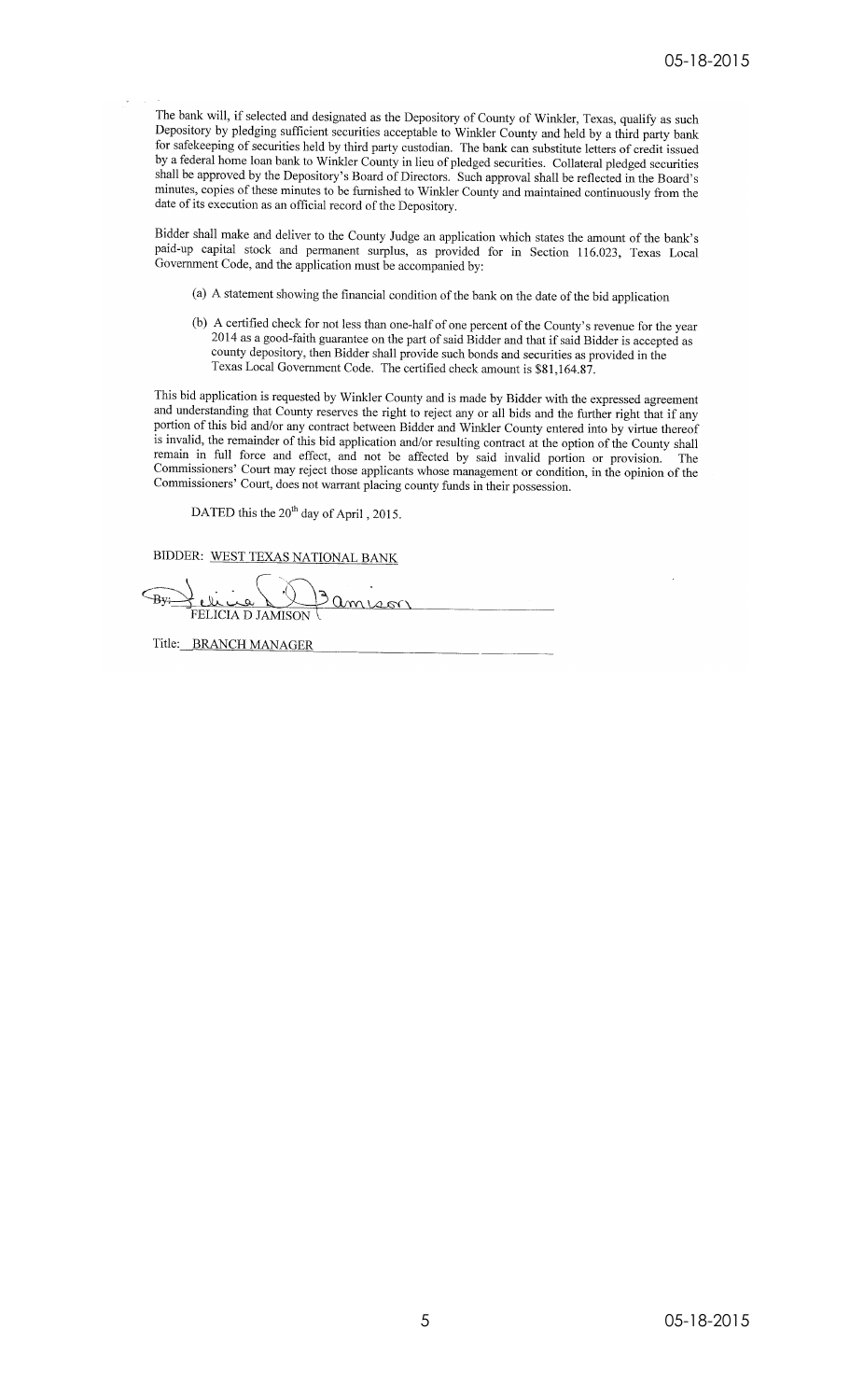The bank will, if selected and designated as the Depository of County of Winkler, Texas, qualify as such Depository by pledging sufficient securities acceptable to Winkler County and held by a third party bank for safekeeping of securities held by third party custodian. The bank can substitute letters of credit issued by a federal home loan bank to Winkler County in lieu of pledged securities. Collateral pledged securities shall be approved by the Depository's Board of Directors. Such approval shall be reflected in the Board's minutes, copies of these minutes to be furnished to Winkler County and maintained continuously from the date of its execution as an official record of the Depository.

Bidder shall make and deliver to the County Judge an application which states the amount of the bank's paid-up capital stock and permanent surplus, as provided for in Section 116.023, Texas Local Government Code, and the application must be accompanied by:

(a) A statement showing the financial condition of the bank on the date of the bid application

(b) A certified check for not less than one-half of one percent of the County's revenue for the year 2014 as a good-faith guarantee on the part of said Bidder and that if said Bidder is accepted as county depository, then Bidder shall provide such bonds and securities as provided in the Texas Local Government Code. The certified check amount is $81,164.87.

This bid application is requested by Winkler County and is made by Bidder with the expressed agreement and understanding that County reserves the right to reject any or all bids and the further right that if any portion of this bid and/or any contract between Bidder and Winkler County entered into by virtue thereof is invalid, the remainder of this bid application and/or resulting contract at the option of the County shall remain in full force and effect, and not be affected by said invalid portion or provision. The Commissioners' Court may reject those applicants whose management or condition, in the opinion of the Commissioners' Court, does not warrant placing county funds in their possession.

DATED this the 20th day of April, 2015.

BIDDER: WEST TEXAS NATIONAL BANK

By: Felicia D Jamison
FELICIA D JAMISON

Title: BRANCH MANAGER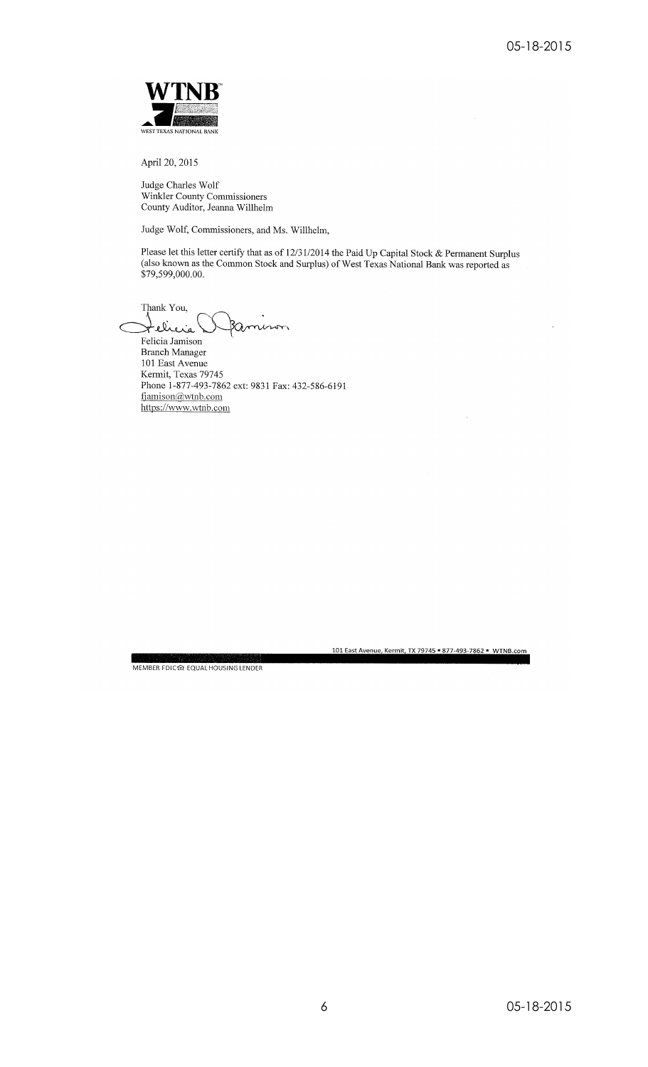**WTNB**

WEST TEXAS NATIONAL BANK

April 20, 2015

Judge Charles Wolf
Winkler County Commissioners
County Auditor, Jeanna Willhelm

Judge Wolf, Commissioners, and Ms. Willhelm,

Please let this letter certify that as of 12/31/2014 the Paid Up Capital Stock & Permanent Surplus (also known as the Common Stock and Surplus) of West Texas National Bank was reported as $79,599,000.00.

Thank You,

Felicia Jamison
Branch Manager
101 East Avenue
Kermit, Texas 79745
Phone 1-877-493-7862 ext: 9831 Fax: 432-586-6191
fjamison@wtnb.com
https://www.wtnb.com

101 East Avenue, Kermit, TX 79745 • 877-493-7862 • WTNB.com

MEMBER FDIC EQUAL HOUSING LENDER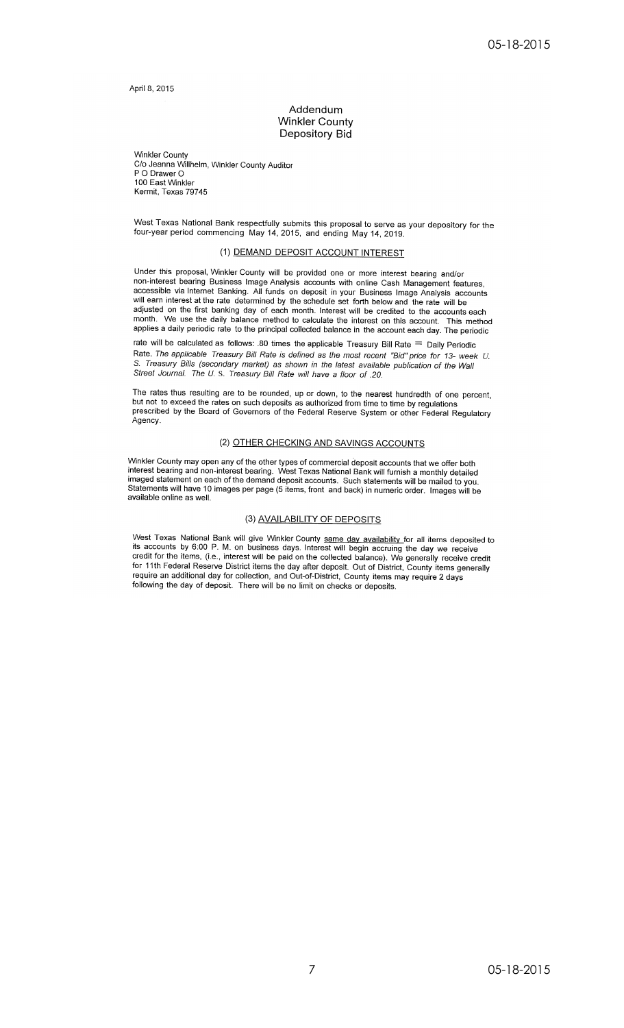April 8, 2015

## Addendum
## Winkler County
## Depository Bid

Winkler County
C/o Jeanna Willhelm, Winkler County Auditor
P O Drawer O
100 East Winkler
Kermit, Texas 79745

West Texas National Bank respectfully submits this proposal to serve as your depository for the four-year period commencing May 14, 2015, and ending May 14, 2019.

### (1) DEMAND DEPOSIT ACCOUNT INTEREST

Under this proposal, Winkler County will be provided one or more interest bearing and/or non-interest bearing Business Image Analysis accounts with online Cash Management features, accessible via Internet Banking. All funds on deposit in your Business Image Analysis accounts will earn interest at the rate determined by the schedule set forth below and the rate will be adjusted on the first banking day of each month. Interest will be credited to the accounts each month. We use the daily balance method to calculate the interest on this account. This method applies a daily periodic rate to the principal collected balance in the account each day. The periodic rate will be calculated as follows: .80 times the applicable Treasury Bill Rate = Daily Periodic Rate. *The applicable Treasury Bill Rate is defined as the most recent "Bid" price for 13- week U. S. Treasury Bills (secondary market) as shown in the latest available publication of the Wall Street Journal. The U. S. Treasury Bill Rate will have a floor of .20.*

The rates thus resulting are to be rounded, up or down, to the nearest hundredth of one percent, but not to exceed the rates on such deposits as authorized from time to time by regulations prescribed by the Board of Governors of the Federal Reserve System or other Federal Regulatory Agency.

### (2) OTHER CHECKING AND SAVINGS ACCOUNTS

Winkler County may open any of the other types of commercial deposit accounts that we offer both interest bearing and non-interest bearing. West Texas National Bank will furnish a monthly detailed imaged statement on each of the demand deposit accounts. Such statements will be mailed to you. Statements will have 10 images per page (5 items, front and back) in numeric order. Images will be available online as well.

### (3) AVAILABILITY OF DEPOSITS

West Texas National Bank will give Winkler County same day availability for all items deposited to its accounts by 6:00 P. M. on business days. Interest will begin accruing the day we receive credit for the items, (i.e., interest will be paid on the collected balance). We generally receive credit for 11th Federal Reserve District items the day after deposit. Out of District, County items generally require an additional day for collection, and Out-of-District, County items may require 2 days following the day of deposit. There will be no limit on checks or deposits.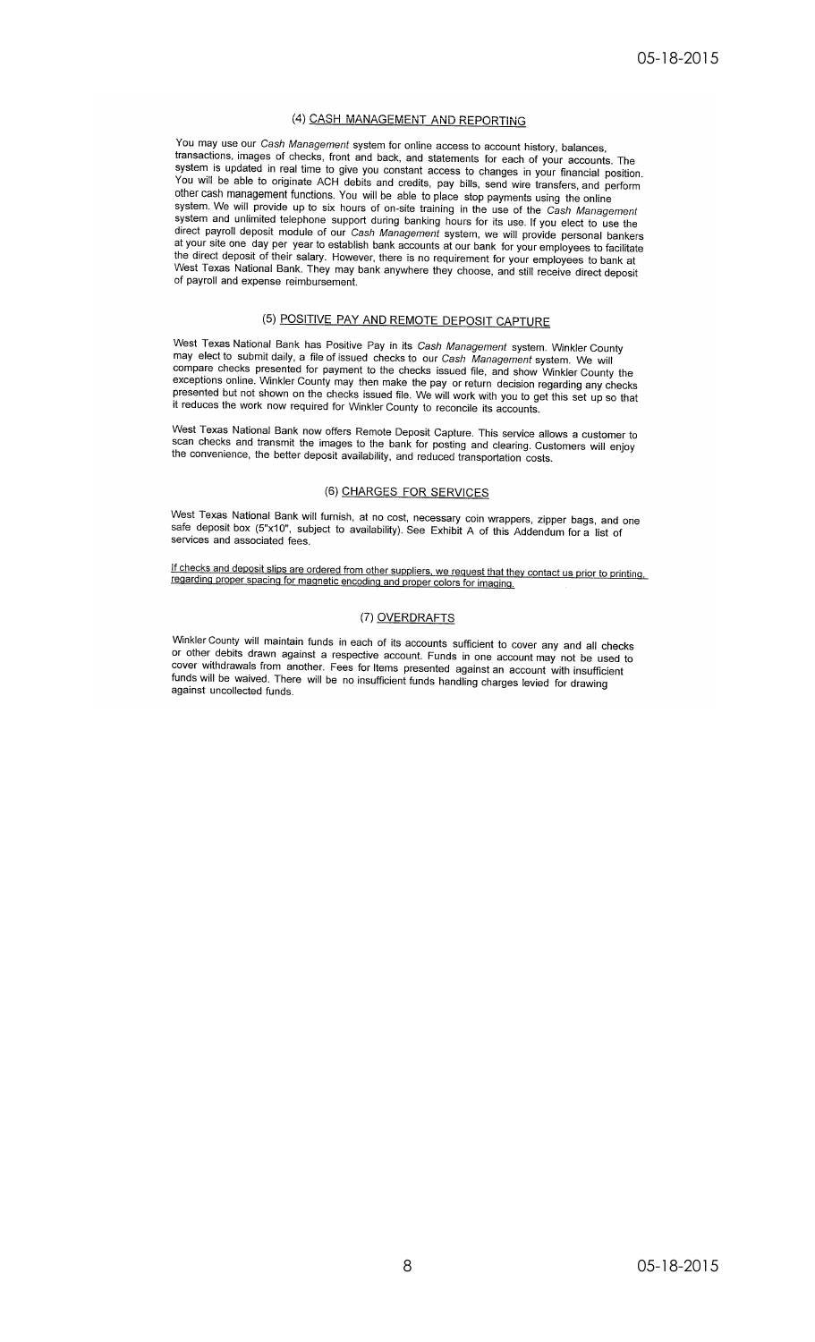## (4) CASH MANAGEMENT AND REPORTING

You may use our *Cash Management* system for online access to account history, balances, transactions, images of checks, front and back, and statements for each of your accounts. The system is updated in real time to give you constant access to changes in your financial position. You will be able to originate ACH debits and credits, pay bills, send wire transfers, and perform other cash management functions. You will be able to place stop payments using the online system. We will provide up to six hours of on-site training in the use of the *Cash Management* system and unlimited telephone support during banking hours for its use. If you elect to use the direct payroll deposit module of our *Cash Management* system, we will provide personal bankers at your site one day per year to establish bank accounts at our bank for your employees to facilitate the direct deposit of their salary. However, there is no requirement for your employees to bank at West Texas National Bank. They may bank anywhere they choose, and still receive direct deposit of payroll and expense reimbursement.

## (5) POSITIVE PAY AND REMOTE DEPOSIT CAPTURE

West Texas National Bank has Positive Pay in its *Cash Management* system. Winkler County may elect to submit daily, a file of issued checks to our *Cash Management* system. We will compare checks presented for payment to the checks issued file, and show Winkler County the exceptions online. Winkler County may then make the pay or return decision regarding any checks presented but not shown on the checks issued file. We will work with you to get this set up so that it reduces the work now required for Winkler County to reconcile its accounts.

West Texas National Bank now offers Remote Deposit Capture. This service allows a customer to scan checks and transmit the images to the bank for posting and clearing. Customers will enjoy the convenience, the better deposit availability, and reduced transportation costs.

## (6) CHARGES FOR SERVICES

West Texas National Bank will furnish, at no cost, necessary coin wrappers, zipper bags, and one safe deposit box (5"x10", subject to availability). See Exhibit A of this Addendum for a list of services and associated fees.

<u>If checks and deposit slips are ordered from other suppliers, we request that they contact us prior to printing, regarding proper spacing for magnetic encoding and proper colors for imaging.</u>

## (7) OVERDRAFTS

Winkler County will maintain funds in each of its accounts sufficient to cover any and all checks or other debits drawn against a respective account. Funds in one account may not be used to cover withdrawals from another. Fees for Items presented against an account with insufficient funds will be waived. There will be no insufficient funds handling charges levied for drawing against uncollected funds.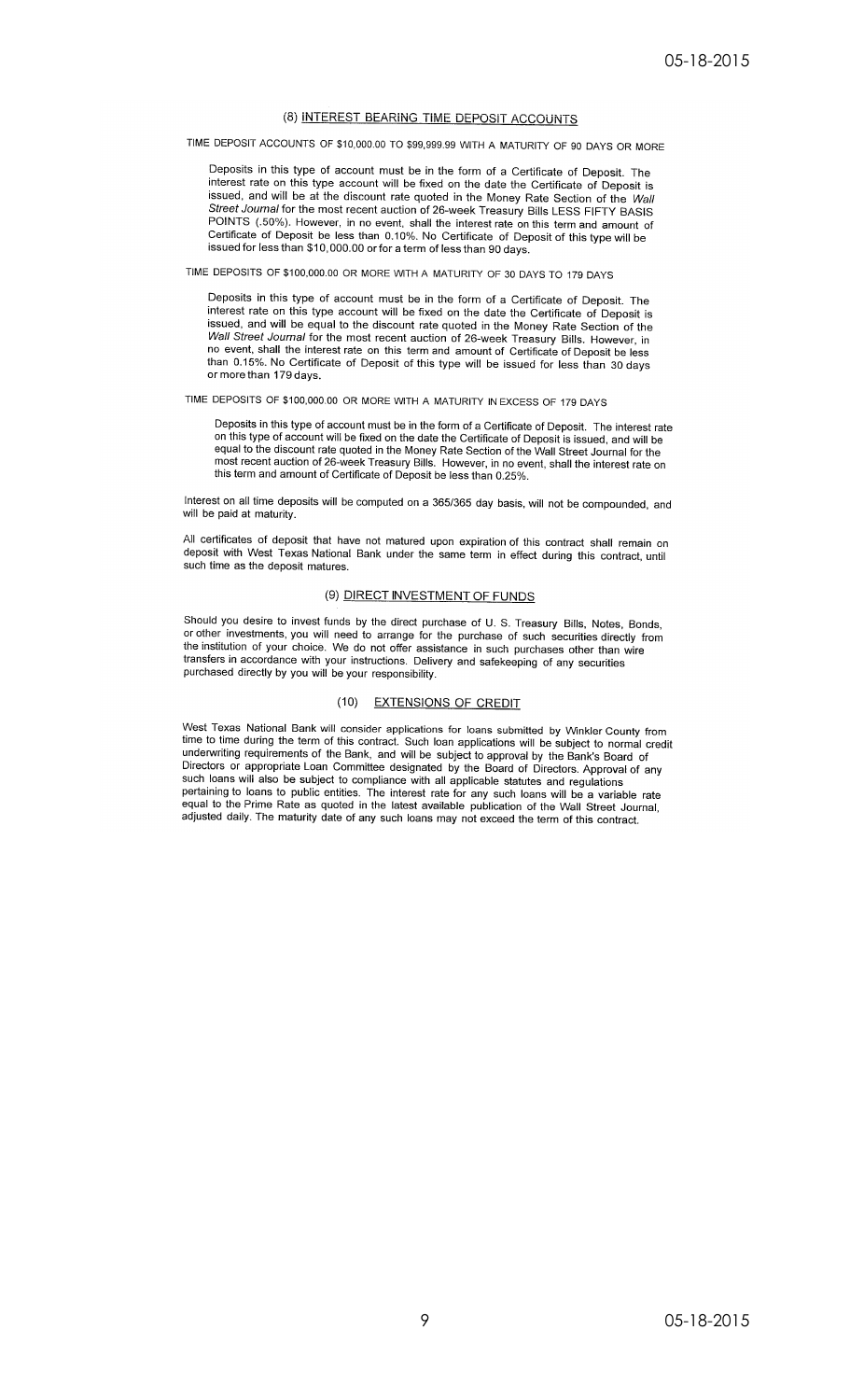## (8) INTEREST BEARING TIME DEPOSIT ACCOUNTS

TIME DEPOSIT ACCOUNTS OF $10,000.00 TO $99,999.99 WITH A MATURITY OF 90 DAYS OR MORE

Deposits in this type of account must be in the form of a Certificate of Deposit. The interest rate on this type of account will be fixed on the date the Certificate of Deposit is issued, and will be at the discount rate quoted in the Money Rate Section of the *Wall Street Journal* for the most recent auction of 26-week Treasury Bills LESS FIFTY BASIS POINTS (.50%). However, in no event, shall the interest rate on this term and amount of Certificate of Deposit be less than 0.10%. No Certificate of Deposit of this type will be issued for less than $10,000.00 or for a term of less than 90 days.

TIME DEPOSITS OF $100,000.00 OR MORE WITH A MATURITY OF 30 DAYS TO 179 DAYS

Deposits in this type of account must be in the form of a Certificate of Deposit. The interest rate on this type account will be fixed on the date the Certificate of Deposit is issued, and will be equal to the discount rate quoted in the Money Rate Section of the *Wall Street Journal* for the most recent auction of 26-week Treasury Bills. However, in no event, shall the interest rate on this term and amount of Certificate of Deposit be less than 0.15%. No Certificate of Deposit of this type will be issued for less than 30 days or more than 179 days.

TIME DEPOSITS OF $100,000.00 OR MORE WITH A MATURITY IN EXCESS OF 179 DAYS

Deposits in this type of account must be in the form of a Certificate of Deposit. The interest rate on this type of account will be fixed on the date the Certificate of Deposit is issued, and will be equal to the discount rate quoted in the Money Rate Section of the Wall Street Journal for the most recent auction of 26-week Treasury Bills. However, in no event, shall the interest rate on this term and amount of Certificate of Deposit be less than 0.25%.

Interest on all time deposits will be computed on a 365/365 day basis, will not be compounded, and will be paid at maturity.

All certificates of deposit that have not matured upon expiration of this contract shall remain on deposit with West Texas National Bank under the same term in effect during this contract, until such time as the deposit matures.

## (9) DIRECT INVESTMENT OF FUNDS

Should you desire to invest funds by the direct purchase of U. S. Treasury Bills, Notes, Bonds, or other investments, you will need to arrange for the purchase of such securities directly from the institution of your choice. We do not offer assistance in such purchases other than wire transfers in accordance with your instructions. Delivery and safekeeping of any securities purchased directly by you will be your responsibility.

## (10) EXTENSIONS OF CREDIT

West Texas National Bank will consider applications for loans submitted by Winkler County from time to time during the term of this contract. Such loan applications will be subject to normal credit underwriting requirements of the Bank, and will be subject to approval by the Bank's Board of Directors or appropriate Loan Committee designated by the Board of Directors. Approval of any such loans will also be subject to compliance with all applicable statutes and regulations pertaining to loans to public entities. The interest rate for any such loans will be a variable rate equal to the Prime Rate as quoted in the latest available publication of the Wall Street Journal, adjusted daily. The maturity date of any such loans may not exceed the term of this contract.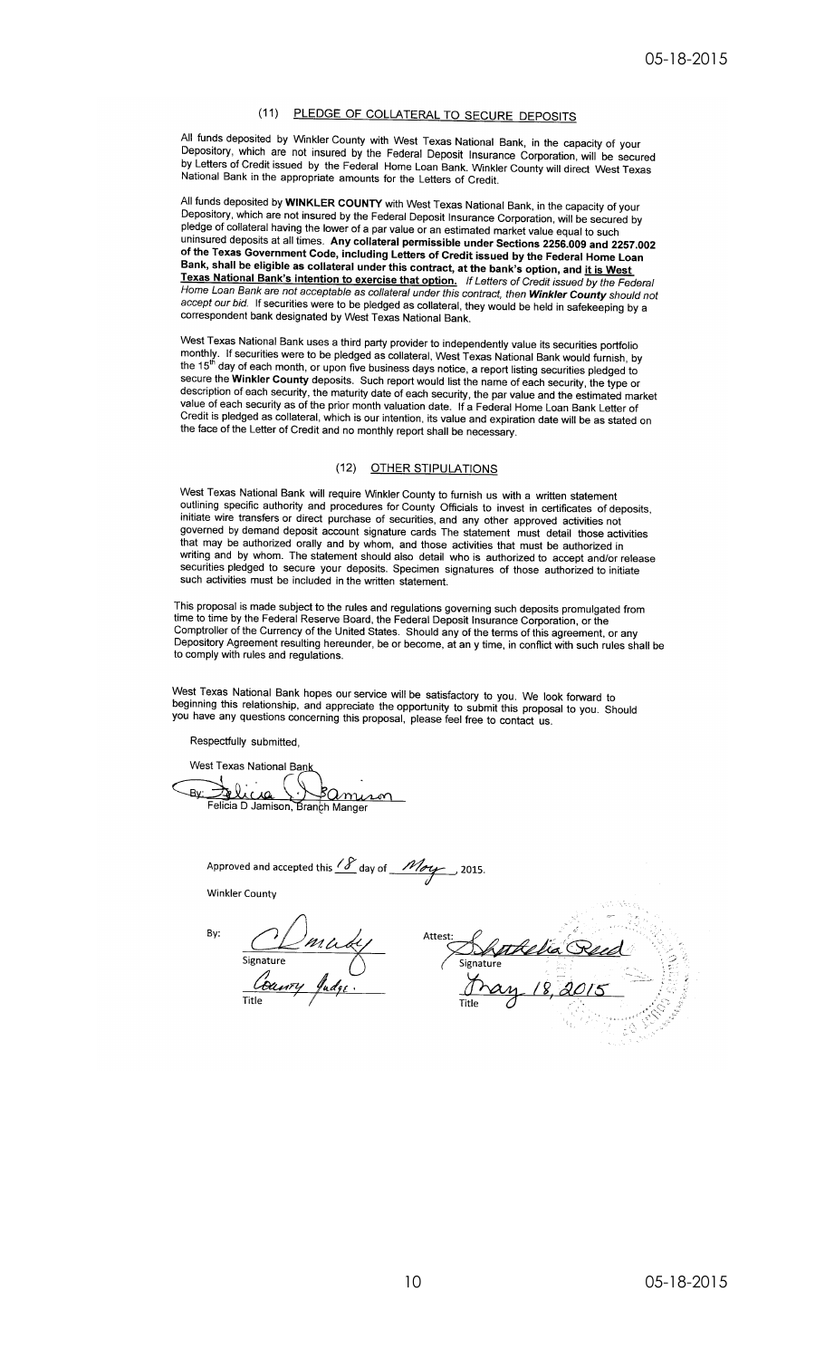## (11) PLEDGE OF COLLATERAL TO SECURE DEPOSITS

All funds deposited by Winkler County with West Texas National Bank, in the capacity of your Depository, which are not insured by the Federal Deposit Insurance Corporation, will be secured by Letters of Credit issued by the Federal Home Loan Bank. Winkler County will direct West Texas National Bank in the appropriate amounts for the Letters of Credit.

All funds deposited by **WINKLER COUNTY** with West Texas National Bank, in the capacity of your Depository, which are not insured by the Federal Deposit Insurance Corporation, will be secured by pledge of collateral having the lower of a par value or an estimated market value equal to such uninsured deposits at all times. **Any collateral permissible under Sections 2256.009 and 2257.002 of the Texas Government Code, including Letters of Credit issued by the Federal Home Loan Bank, shall be eligible as collateral under this contract, at the bank's option, and <u>it is West Texas National Bank's intention to exercise that option.</u>** *If Letters of Credit issued by the Federal Home Loan Bank are not acceptable as collateral under this contract, then **Winkler County** should not accept our bid.* If securities were to be pledged as collateral, they would be held in safekeeping by a correspondent bank designated by West Texas National Bank.

West Texas National Bank uses a third party provider to independently value its securities portfolio monthly. If securities were to be pledged as collateral, West Texas National Bank would furnish, by the 15th day of each month, or upon five business days notice, a report listing securities pledged to secure the **Winkler County** deposits. Such report would list the name of each security, the type or description of each security, the maturity date of each security, the par value and the estimated market value of each security as of the prior month valuation date. If a Federal Home Loan Bank Letter of Credit is pledged as collateral, which is our intention, its value and expiration date will be as stated on the face of the Letter of Credit and no monthly report shall be necessary.

## (12) OTHER STIPULATIONS

West Texas National Bank will require Winkler County to furnish us with a written statement outlining specific authority and procedures for County Officials to invest in certificates of deposits, initiate wire transfers or direct purchase of securities, and any other approved activities not governed by demand deposit account signature cards The statement must detail those activities that may be authorized orally and by whom, and those activities that must be authorized in writing and by whom. The statement should also detail who is authorized to accept and/or release securities pledged to secure your deposits. Specimen signatures of those authorized to initiate such activities must be included in the written statement.

This proposal is made subject to the rules and regulations governing such deposits promulgated from time to time by the Federal Reserve Board, the Federal Deposit Insurance Corporation, or the Comptroller of the Currency of the United States. Should any of the terms of this agreement, or any Depository Agreement resulting hereunder, be or become, at an y time, in conflict with such rules shall be to comply with rules and regulations.

West Texas National Bank hopes our service will be satisfactory to you. We look forward to beginning this relationship, and appreciate the opportunity to submit this proposal to you. Should you have any questions concerning this proposal, please feel free to contact us.

Respectfully submitted,

West Texas National Bank

By: Felicia D Jamison
Felicia D Jamison, Branch Manger

Approved and accepted this 18 day of May, 2015.

Winkler County

By: C. L. Mady
Signature
County Judge
Title

Attest: Shothelia Reed
Signature
May 18, 2015
Title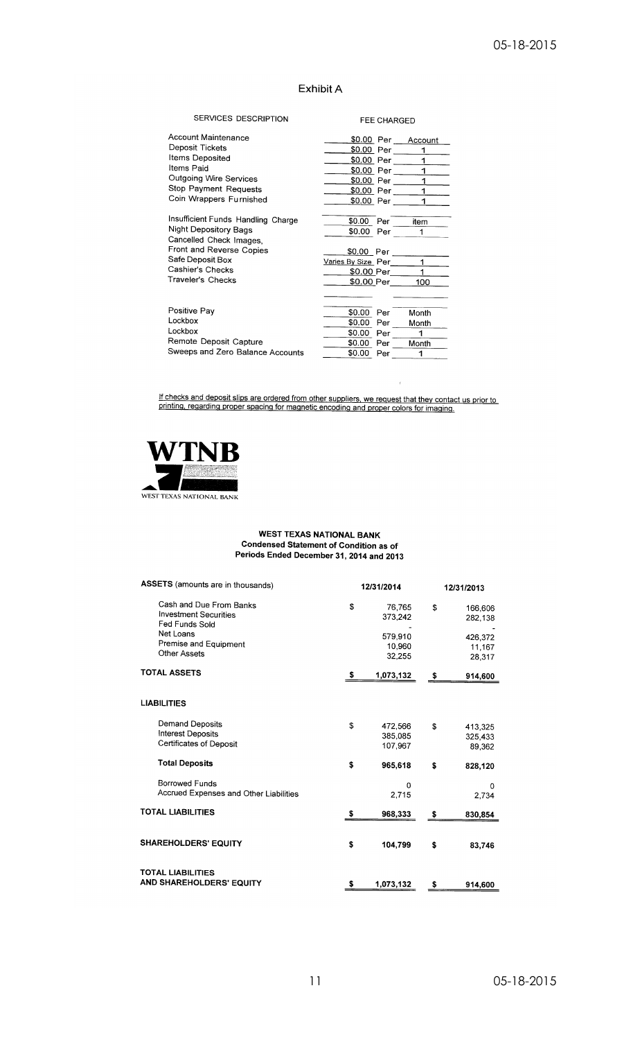## Exhibit A

| SERVICES DESCRIPTION | FEE CHARGED | |
|---|---|---|
| Account Maintenance | $0.00 Per | Account |
| Deposit Tickets | $0.00 Per | 1 |
| Items Deposited | $0.00 Per | 1 |
| Items Paid | $0.00 Per | 1 |
| Outgoing Wire Services | $0.00 Per | 1 |
| Stop Payment Requests | $0.00 Per | 1 |
| Coin Wrappers Furnished | $0.00 Per | 1 |
| Insufficient Funds Handling Charge | $0.00 Per | item |
| Night Depository Bags | $0.00 Per | 1 |
| Cancelled Check Images, Front and Reverse Copies | $0.00 Per | |
| Safe Deposit Box | Varies By Size Per | 1 |
| Cashier's Checks | $0.00 Per | 1 |
| Traveler's Checks | $0.00 Per | 100 |
| Positive Pay | $0.00 Per | Month |
| Lockbox | $0.00 Per | Month |
| Lockbox | $0.00 Per | 1 |
| Remote Deposit Capture | $0.00 Per | Month |
| Sweeps and Zero Balance Accounts | $0.00 Per | 1 |

If checks and deposit slips are ordered from other suppliers, we request that they contact us prior to printing, regarding proper spacing for magnetic encoding and proper colors for imaging.

**WTNB**
WEST TEXAS NATIONAL BANK

**WEST TEXAS NATIONAL BANK**
**Condensed Statement of Condition as of**
**Periods Ended December 31, 2014 and 2013**

| **ASSETS** (amounts are in thousands) | 12/31/2014 | 12/31/2013 |
|---|---|---|
| Cash and Due From Banks | $ 76,765 | $ 166,606 |
| Investment Securities | 373,242 | 282,138 |
| Fed Funds Sold | - | - |
| Net Loans | 579,910 | 426,372 |
| Premise and Equipment | 10,960 | 11,167 |
| Other Assets | 32,255 | 28,317 |
| **TOTAL ASSETS** | **$ 1,073,132** | **$ 914,600** |
| **LIABILITIES** | | |
| Demand Deposits | $ 472,566 | $ 413,325 |
| Interest Deposits | 385,085 | 325,433 |
| Certificates of Deposit | 107,967 | 89,362 |
| **Total Deposits** | **$ 965,618** | **$ 828,120** |
| Borrowed Funds | 0 | 0 |
| Accrued Expenses and Other Liabilities | 2,715 | 2,734 |
| **TOTAL LIABILITIES** | **$ 968,333** | **$ 830,854** |
| **SHAREHOLDERS' EQUITY** | **$ 104,799** | **$ 83,746** |
| **TOTAL LIABILITIES AND SHAREHOLDERS' EQUITY** | **$ 1,073,132** | **$ 914,600** |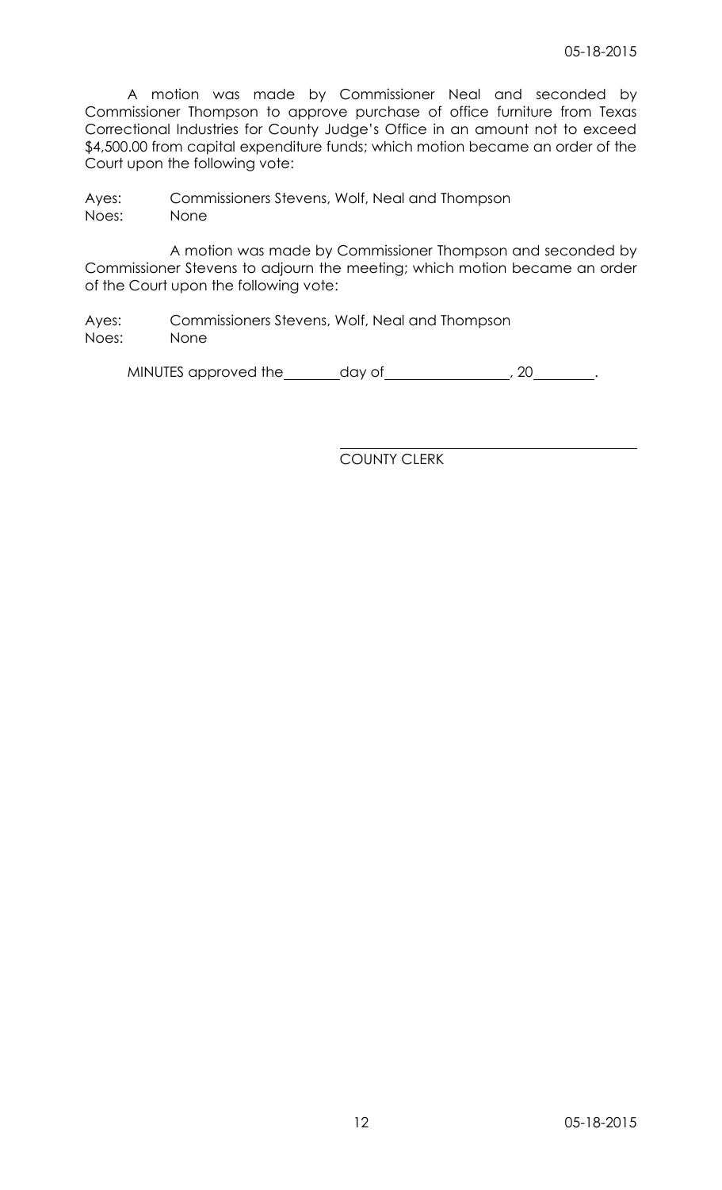A motion was made by Commissioner Neal and seconded by Commissioner Thompson to approve purchase of office furniture from Texas Correctional Industries for County Judge's Office in an amount not to exceed $4,500.00 from capital expenditure funds; which motion became an order of the Court upon the following vote:

Ayes: Commissioners Stevens, Wolf, Neal and Thompson
Noes: None

A motion was made by Commissioner Thompson and seconded by Commissioner Stevens to adjourn the meeting; which motion became an order of the Court upon the following vote:

Ayes: Commissioners Stevens, Wolf, Neal and Thompson
Noes: None

MINUTES approved the ______ day of ______________, 20 ______.

______________________________
COUNTY CLERK